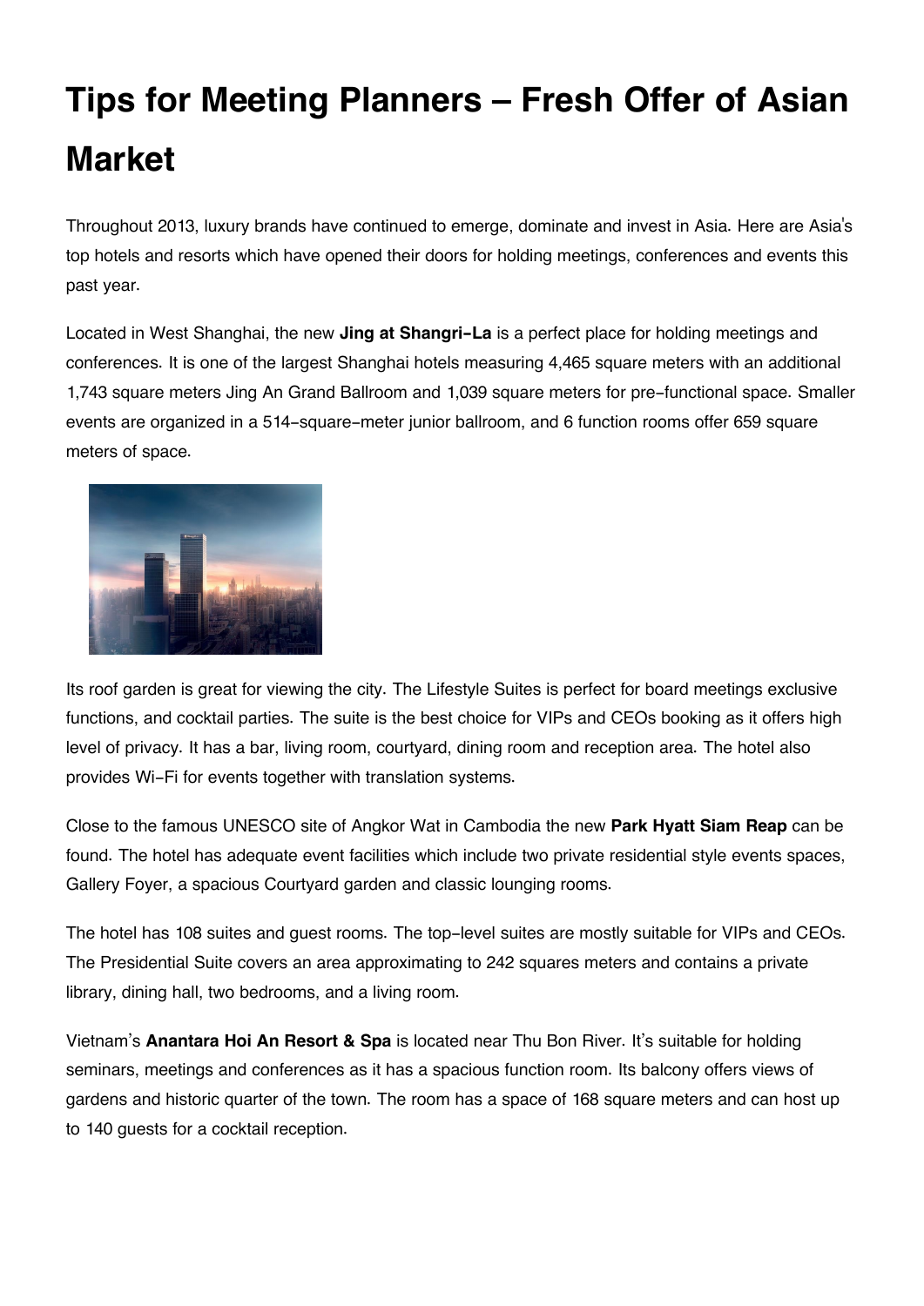# Tips for Meeting Planners – Fresh Offer of Asian Market

Throughout 2013, luxury brands have continued to emerge, dominate and invest in Asia. Here are Asia's top hotels and resorts which have opened their doors for holding meetings, conferences and events this past year.

Located in West Shanghai, the new **Jing at Shangri-La** is a perfect place for holding meetings and conferences. It is one of the largest Shanghai hotels measuring 4,465 square meters with an additional 1,743 square meters Jing An Grand Ballroom and 1,039 square meters for pre-functional space. Smaller events are organized in a 514-square-meter junior ballroom, and 6 function rooms offer 659 square meters of space.

Its roof garden is great for viewing the city. The Lifestyle Suites is perfect for board meetings exclusive functions, and cocktail parties. The suite is the best choice for VIPs and CEOs booking as it offers high level of privacy. It has a bar, living room, courtyard, dining room and reception area. The hotel also provides Wi-Fi for events together with translation systems.

Close to the famous UNESCO site of Angkor Wat in Cambodia the new **Park Hyatt Siam Reap** can be found. The hotel has adequate event facilities which include two private residential style events spaces, Gallery Foyer, a spacious Courtyard garden and classic lounging rooms.

The hotel has 108 suites and guest rooms. The top-level suites are mostly suitable for VIPs and CEOs. The Presidential Suite covers an area approximating to 242 squares meters and contains a private library, dining hall, two bedrooms, and a living room.

Vietnam's **Anantara Hoi An Resort & Spa** is located near Thu Bon River. It's suitable for holding seminars, meetings and conferences as it has a spacious function room. Its balcony offers views of gardens and historic quarter of the town. The room has a space of 168 square meters and can host up to 140 guests for a cocktail reception.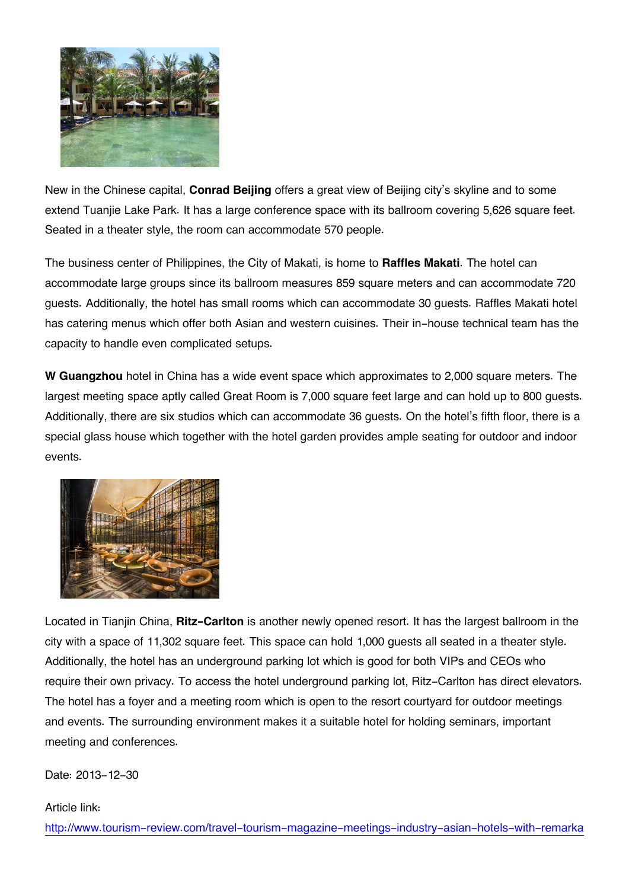New in the Chinese capital, **Conrad Beijing** offers a great view of Beijing city's skyline and to some extend Tuanjie Lake Park. It has a large conference space with its ballroom covering 5,626 square feet. Seated in a theater style, the room can accommodate 570 people.

The business center of Philippines, the City of Makati, is home to **Raffles Makati**. The hotel can accommodate large groups since its ballroom measures 859 square meters and can accommodate 720 guests. Additionally, the hotel has small rooms which can accommodate 30 guests. Raffles Makati hotel has catering menus which offer both Asian and western cuisines. Their in-house technical team has the capacity to handle even complicated setups.

**W Guangzhou** hotel in China has a wide event space which approximates to 2,000 square meters. The largest meeting space aptly called Great Room is 7,000 square feet large and can hold up to 800 guests. Additionally, there are six studios which can accommodate 36 guests. On the hotel's fifth floor, there is a special glass house which together with the hotel garden provides ample seating for outdoor and indoor events.

Located in Tianjin China, **Ritz-Carlton** is another newly opened resort. It has the largest ballroom in the city with a space of 11,302 square feet. This space can hold 1,000 guests all seated in a theater style. Additionally, the hotel has an underground parking lot which is good for both VIPs and CEOs who require their own privacy. To access the hotel underground parking lot, Ritz-Carlton has direct elevators. The hotel has a foyer and a meeting room which is open to the resort courtyard for outdoor meetings and events. The surrounding environment makes it a suitable hotel for holding seminars, important meeting and conferences.

Date: 2013-12-30

Article link:
http://www.tourism-review.com/travel-tourism-magazine-meetings-industry-asian-hotels-with-remarka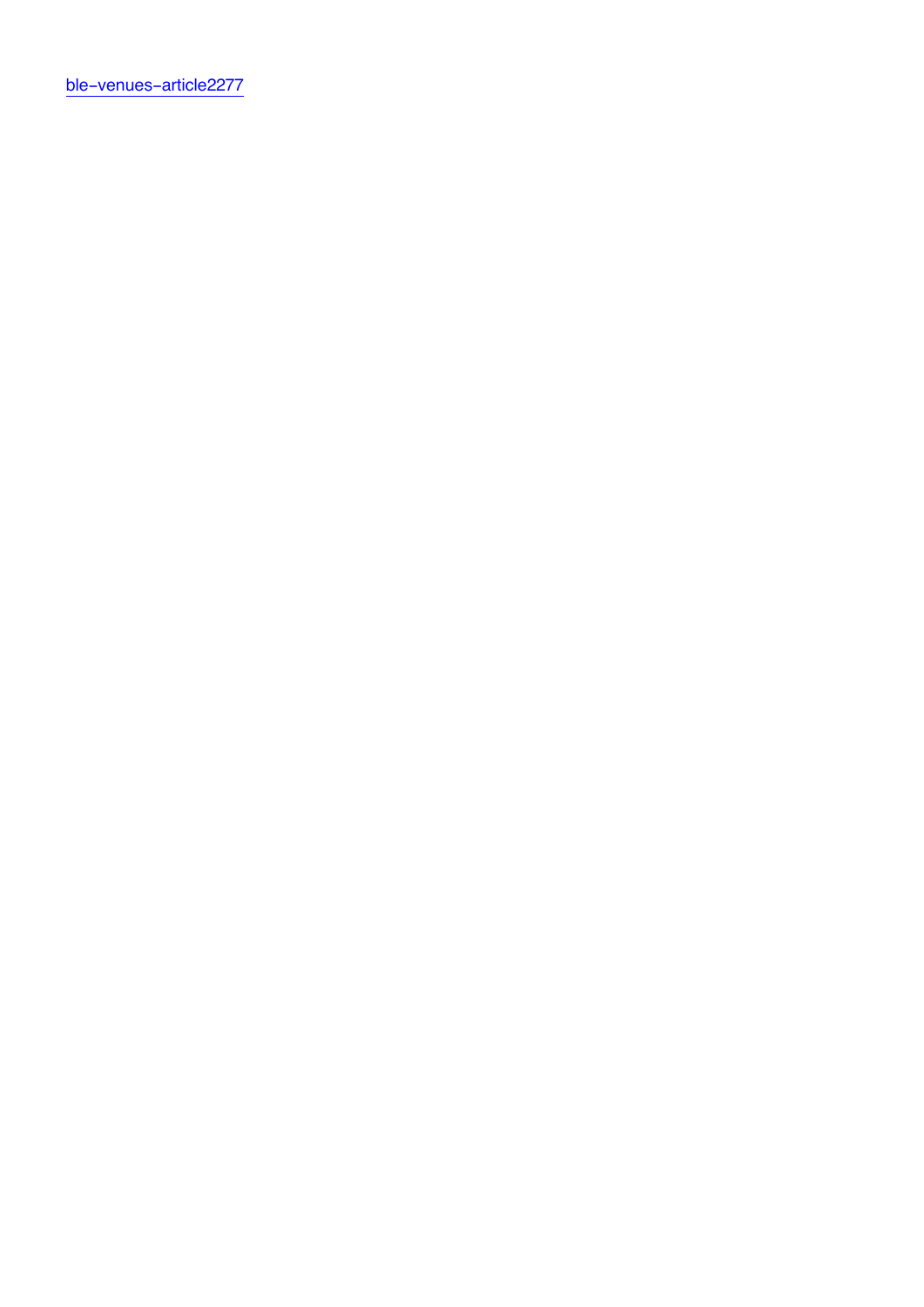ble-venues-article2277